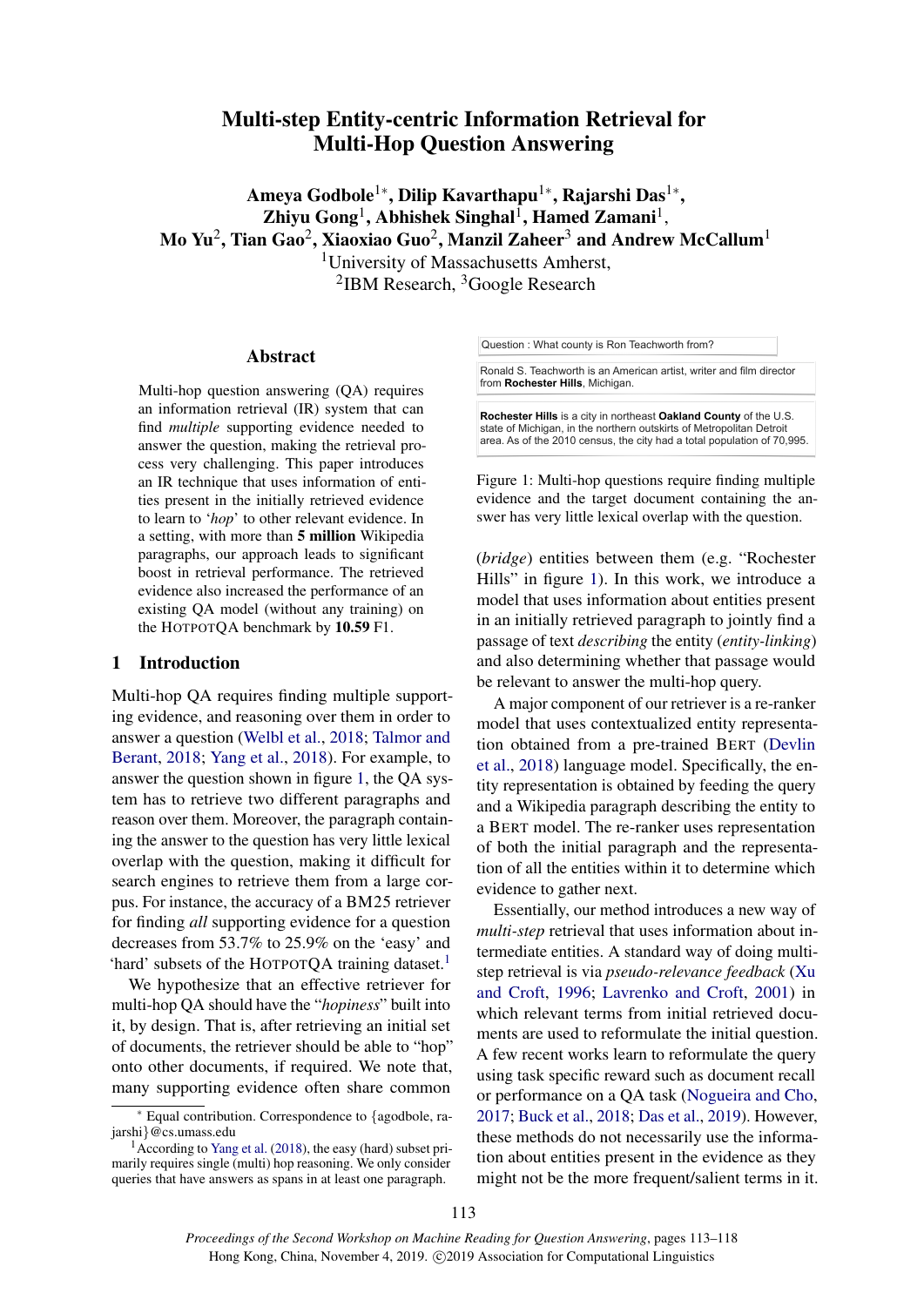# Multi-step Entity-centric Information Retrieval for Multi-Hop Question Answering

**Ameya Godbole[1∗], Dilip Kavarthapu[1∗], Rajarshi Das[1∗], Zhiyu Gong[1], Abhishek Singhal[1], Hamed Zamani[1], Mo Yu[2], Tian Gao[2], Xiaoxiao Guo[2], Manzil Zaheer[3] and Andrew McCallum[1]**

[1]University of Massachusetts Amherst,
[2]IBM Research, [3]Google Research

## Abstract

Multi-hop question answering (QA) requires an information retrieval (IR) system that can find *multiple* supporting evidence needed to answer the question, making the retrieval process very challenging. This paper introduces an IR technique that uses information of entities present in the initially retrieved evidence to learn to '*hop*' to other relevant evidence. In a setting, with more than **5 million** Wikipedia paragraphs, our approach leads to significant boost in retrieval performance. The retrieved evidence also increased the performance of an existing QA model (without any training) on the HOTPOTQA benchmark by **10.59** F1.

Question : What county is Ron Teachworth from?

Ronald S. Teachworth is an American artist, writer and film director from **Rochester Hills**, Michigan.

**Rochester Hills** is a city in northeast **Oakland County** of the U.S. state of Michigan, in the northern outskirts of Metropolitan Detroit area. As of the 2010 census, the city had a total population of 70,995.

Figure 1: Multi-hop questions require finding multiple evidence and the target document containing the answer has very little lexical overlap with the question.

## 1 Introduction

Multi-hop QA requires finding multiple supporting evidence, and reasoning over them in order to answer a question (Welbl et al., 2018; Talmor and Berant, 2018; Yang et al., 2018). For example, to answer the question shown in figure 1, the QA system has to retrieve two different paragraphs and reason over them. Moreover, the paragraph containing the answer to the question has very little lexical overlap with the question, making it difficult for search engines to retrieve them from a large corpus. For instance, the accuracy of a BM25 retriever for finding *all* supporting evidence for a question decreases from 53.7% to 25.9% on the 'easy' and 'hard' subsets of the HOTPOTQA training dataset.[1]

We hypothesize that an effective retriever for multi-hop QA should have the "*hopiness*" built into it, by design. That is, after retrieving an initial set of documents, the retriever should be able to "hop" onto other documents, if required. We note that, many supporting evidence often share common (*bridge*) entities between them (e.g. "Rochester Hills" in figure 1). In this work, we introduce a model that uses information about entities present in an initially retrieved paragraph to jointly find a passage of text *describing* the entity (*entity-linking*) and also determining whether that passage would be relevant to answer the multi-hop query.

A major component of our retriever is a re-ranker model that uses contextualized entity representation obtained from a pre-trained BERT (Devlin et al., 2018) language model. Specifically, the entity representation is obtained by feeding the query and a Wikipedia paragraph describing the entity to a BERT model. The re-ranker uses representation of both the initial paragraph and the representation of all the entities within it to determine which evidence to gather next.

Essentially, our method introduces a new way of *multi-step* retrieval that uses information about intermediate entities. A standard way of doing multi-step retrieval is via *pseudo-relevance feedback* (Xu and Croft, 1996; Lavrenko and Croft, 2001) in which relevant terms from initial retrieved documents are used to reformulate the initial question. A few recent works learn to reformulate the query using task specific reward such as document recall or performance on a QA task (Nogueira and Cho, 2017; Buck et al., 2018; Das et al., 2019). However, these methods do not necessarily use the information about entities present in the evidence as they might not be the more frequent/salient terms in it.

∗ Equal contribution. Correspondence to {agodbole, rajarshi}@cs.umass.edu

[1]According to Yang et al. (2018), the easy (hard) subset primarily requires single (multi) hop reasoning. We only consider queries that have answers as spans in at least one paragraph.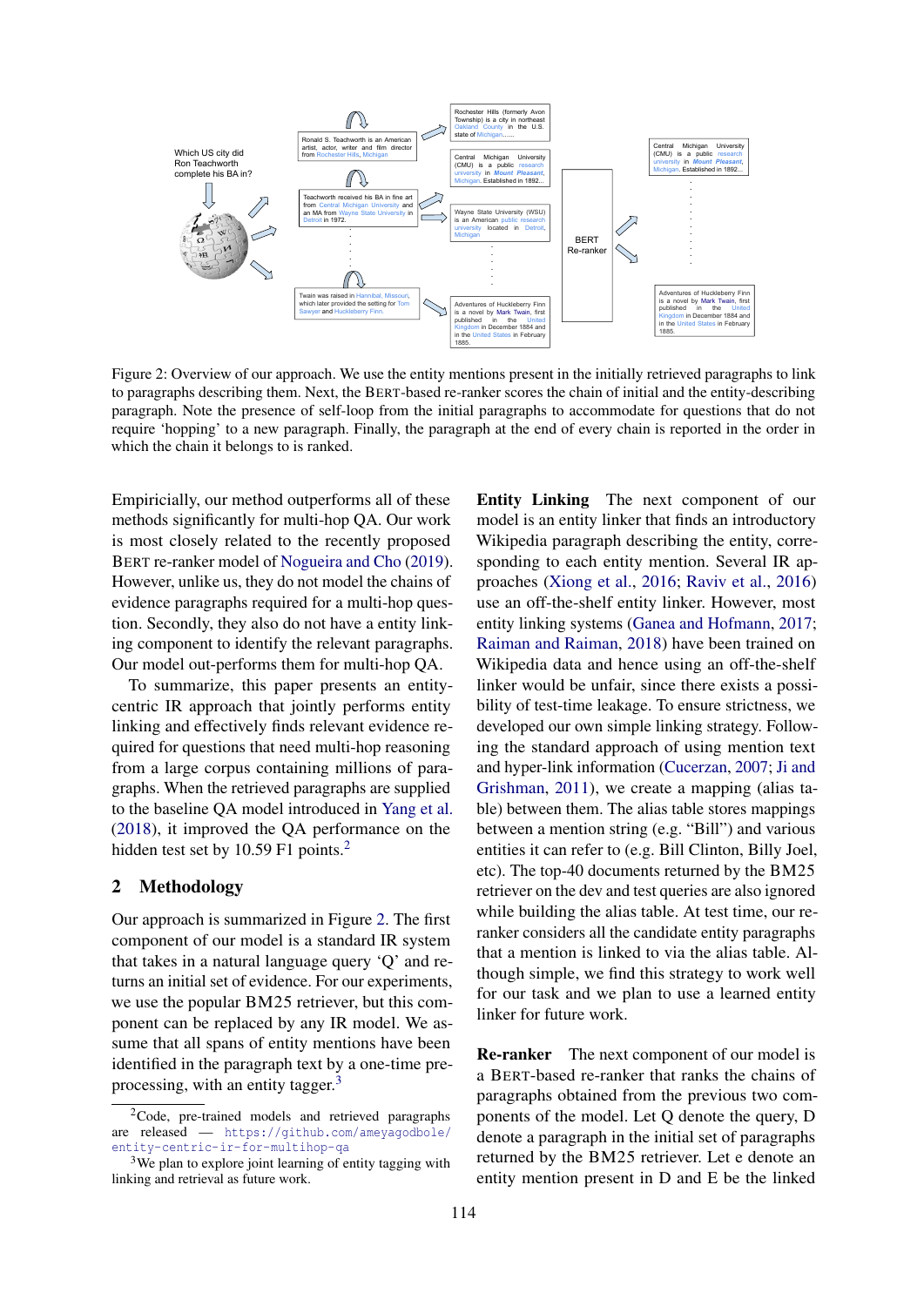Figure 2: Overview of our approach. We use the entity mentions present in the initially retrieved paragraphs to link to paragraphs describing them. Next, the BERT-based re-ranker scores the chain of initial and the entity-describing paragraph. Note the presence of self-loop from the initial paragraphs to accommodate for questions that do not require 'hopping' to a new paragraph. Finally, the paragraph at the end of every chain is reported in the order in which the chain it belongs to is ranked.

Empiricially, our method outperforms all of these methods significantly for multi-hop QA. Our work is most closely related to the recently proposed BERT re-ranker model of Nogueira and Cho (2019). However, unlike us, they do not model the chains of evidence paragraphs required for a multi-hop question. Secondly, they also do not have a entity linking component to identify the relevant paragraphs. Our model out-performs them for multi-hop QA.

To summarize, this paper presents an entity-centric IR approach that jointly performs entity linking and effectively finds relevant evidence required for questions that need multi-hop reasoning from a large corpus containing millions of paragraphs. When the retrieved paragraphs are supplied to the baseline QA model introduced in Yang et al. (2018), it improved the QA performance on the hidden test set by 10.59 F1 points.[2]

## 2 Methodology

Our approach is summarized in Figure 2. The first component of our model is a standard IR system that takes in a natural language query 'Q' and returns an initial set of evidence. For our experiments, we use the popular BM25 retriever, but this component can be replaced by any IR model. We assume that all spans of entity mentions have been identified in the paragraph text by a one-time preprocessing, with an entity tagger.[3]

**Entity Linking** The next component of our model is an entity linker that finds an introductory Wikipedia paragraph describing the entity, corresponding to each entity mention. Several IR approaches (Xiong et al., 2016; Raviv et al., 2016) use an off-the-shelf entity linker. However, most entity linking systems (Ganea and Hofmann, 2017; Raiman and Raiman, 2018) have been trained on Wikipedia data and hence using an off-the-shelf linker would be unfair, since there exists a possibility of test-time leakage. To ensure strictness, we developed our own simple linking strategy. Following the standard approach of using mention text and hyper-link information (Cucerzan, 2007; Ji and Grishman, 2011), we create a mapping (alias table) between them. The alias table stores mappings between a mention string (e.g. "Bill") and various entities it can refer to (e.g. Bill Clinton, Billy Joel, etc). The top-40 documents returned by the BM25 retriever on the dev and test queries are also ignored while building the alias table. At test time, our re-ranker considers all the candidate entity paragraphs that a mention is linked to via the alias table. Although simple, we find this strategy to work well for our task and we plan to use a learned entity linker for future work.

**Re-ranker** The next component of our model is a BERT-based re-ranker that ranks the chains of paragraphs obtained from the previous two components of the model. Let Q denote the query, D denote a paragraph in the initial set of paragraphs returned by the BM25 retriever. Let e denote an entity mention present in D and E be the linked

[2] Code, pre-trained models and retrieved paragraphs are released — https://github.com/ameyagodbole/entity-centric-ir-for-multihop-qa

[3] We plan to explore joint learning of entity tagging with linking and retrieval as future work.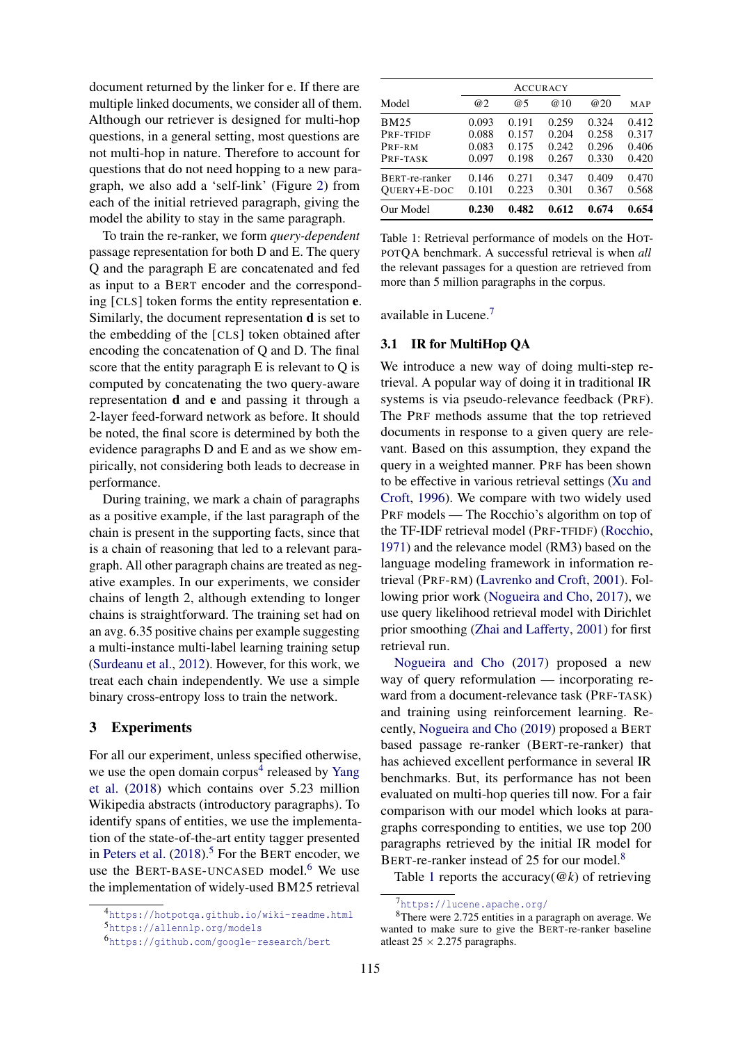document returned by the linker for e. If there are multiple linked documents, we consider all of them. Although our retriever is designed for multi-hop questions, in a general setting, most questions are not multi-hop in nature. Therefore to account for questions that do not need hopping to a new paragraph, we also add a 'self-link' (Figure 2) from each of the initial retrieved paragraph, giving the model the ability to stay in the same paragraph.

To train the re-ranker, we form *query-dependent* passage representation for both D and E. The query Q and the paragraph E are concatenated and fed as input to a BERT encoder and the corresponding [CLS] token forms the entity representation **e**. Similarly, the document representation **d** is set to the embedding of the [CLS] token obtained after encoding the concatenation of Q and D. The final score that the entity paragraph E is relevant to Q is computed by concatenating the two query-aware representation **d** and **e** and passing it through a 2-layer feed-forward network as before. It should be noted, the final score is determined by both the evidence paragraphs D and E and as we show empirically, not considering both leads to decrease in performance.

During training, we mark a chain of paragraphs as a positive example, if the last paragraph of the chain is present in the supporting facts, since that is a chain of reasoning that led to a relevant paragraph. All other paragraph chains are treated as negative examples. In our experiments, we consider chains of length 2, although extending to longer chains is straightforward. The training set had on an avg. 6.35 positive chains per example suggesting a multi-instance multi-label learning training setup (Surdeanu et al., 2012). However, for this work, we treat each chain independently. We use a simple binary cross-entropy loss to train the network.

# 3 Experiments

For all our experiment, unless specified otherwise, we use the open domain corpus[4] released by Yang et al. (2018) which contains over 5.23 million Wikipedia abstracts (introductory paragraphs). To identify spans of entities, we use the implementation of the state-of-the-art entity tagger presented in Peters et al. (2018).[5] For the BERT encoder, we use the BERT-BASE-UNCASED model.[6] We use the implementation of widely-used BM25 retrieval available in Lucene.[7]

| Model | Accuracy @2 | @5 | @10 | @20 | MAP |
|---|---|---|---|---|---|
| BM25 | 0.093 | 0.191 | 0.259 | 0.324 | 0.412 |
| PRF-TFIDF | 0.088 | 0.157 | 0.204 | 0.258 | 0.317 |
| PRF-RM | 0.083 | 0.175 | 0.242 | 0.296 | 0.406 |
| PRF-TASK | 0.097 | 0.198 | 0.267 | 0.330 | 0.420 |
| BERT-re-ranker | 0.146 | 0.271 | 0.347 | 0.409 | 0.470 |
| QUERY+E-DOC | 0.101 | 0.223 | 0.301 | 0.367 | 0.568 |
| Our Model | **0.230** | **0.482** | **0.612** | **0.674** | **0.654** |

Table 1: Retrieval performance of models on the HOTPOTQA benchmark. A successful retrieval is when *all* the relevant passages for a question are retrieved from more than 5 million paragraphs in the corpus.

## 3.1 IR for MultiHop QA

We introduce a new way of doing multi-step retrieval. A popular way of doing it in traditional IR systems is via pseudo-relevance feedback (PRF). The PRF methods assume that the top retrieved documents in response to a given query are relevant. Based on this assumption, they expand the query in a weighted manner. PRF has been shown to be effective in various retrieval settings (Xu and Croft, 1996). We compare with two widely used PRF models — The Rocchio's algorithm on top of the TF-IDF retrieval model (PRF-TFIDF) (Rocchio, 1971) and the relevance model (RM3) based on the language modeling framework in information retrieval (PRF-RM) (Lavrenko and Croft, 2001). Following prior work (Nogueira and Cho, 2017), we use query likelihood retrieval model with Dirichlet prior smoothing (Zhai and Lafferty, 2001) for first retrieval run.

Nogueira and Cho (2017) proposed a new way of query reformulation — incorporating reward from a document-relevance task (PRF-TASK) and training using reinforcement learning. Recently, Nogueira and Cho (2019) proposed a BERT based passage re-ranker (BERT-re-ranker) that has achieved excellent performance in several IR benchmarks. But, its performance has not been evaluated on multi-hop queries till now. For a fair comparison with our model which looks at paragraphs corresponding to entities, we use top 200 paragraphs retrieved by the initial IR model for BERT-re-ranker instead of 25 for our model.[8]

Table 1 reports the accuracy(@$k$) of retrieving

[4] https://hotpotqa.github.io/wiki-readme.html

[5] https://allennlp.org/models

[6] https://github.com/google-research/bert

[7] https://lucene.apache.org/

[8] There were 2.725 entities in a paragraph on average. We wanted to make sure to give the BERT-re-ranker baseline atleast 25 × 2.275 paragraphs.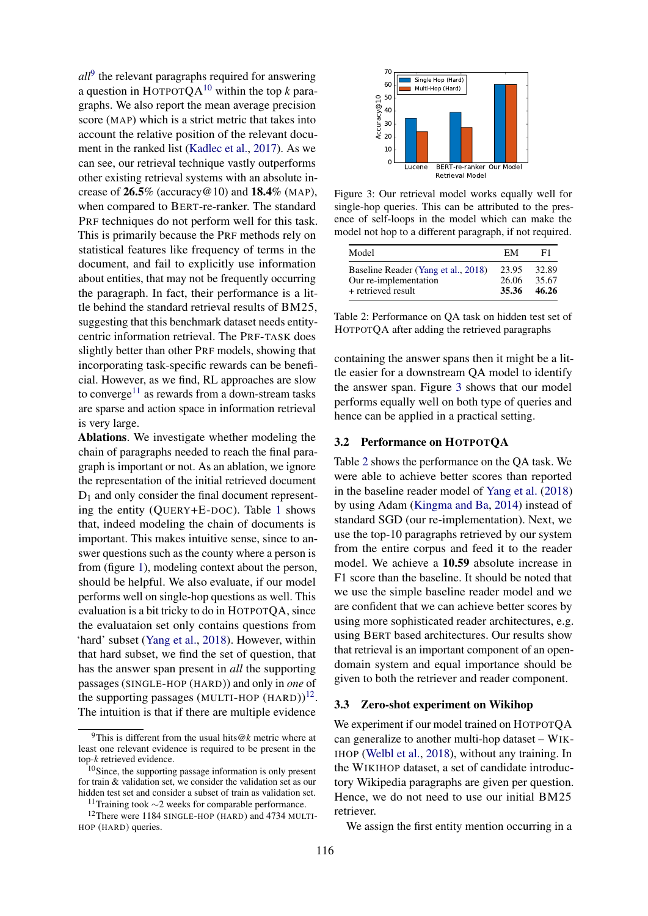*all*[9] the relevant paragraphs required for answering a question in HotpotQA[10] within the top *k* paragraphs. We also report the mean average precision score (MAP) which is a strict metric that takes into account the relative position of the relevant document in the ranked list (Kadlec et al., 2017). As we can see, our retrieval technique vastly outperforms other existing retrieval systems with an absolute increase of **26.5**% (accuracy@10) and **18.4**% (MAP), when compared to BERT-re-ranker. The standard PRF techniques do not perform well for this task. This is primarily because the PRF methods rely on statistical features like frequency of terms in the document, and fail to explicitly use information about entities, that may not be frequently occurring the paragraph. In fact, their performance is a little behind the standard retrieval results of BM25, suggesting that this benchmark dataset needs entity-centric information retrieval. The PRF-TASK does slightly better than other PRF models, showing that incorporating task-specific rewards can be beneficial. However, as we find, RL approaches are slow to converge[11] as rewards from a down-stream tasks are sparse and action space in information retrieval is very large.

**Ablations**. We investigate whether modeling the chain of paragraphs needed to reach the final paragraph is important or not. As an ablation, we ignore the representation of the initial retrieved document $D_1$ and only consider the final document representing the entity (QUERY+E-DOC). Table 1 shows that, indeed modeling the chain of documents is important. This makes intuitive sense, since to answer questions such as the county where a person is from (figure 1), modeling context about the person, should be helpful. We also evaluate, if our model performs well on single-hop questions as well. This evaluation is a bit tricky to do in HotpotQA, since the evaluataion set only contains questions from 'hard' subset (Yang et al., 2018). However, within that hard subset, we find the set of question, that has the answer span present in *all* the supporting passages (SINGLE-HOP (HARD)) and only in *one* of the supporting passages (MULTI-HOP (HARD))[12]. The intuition is that if there are multiple evidence containing the answer spans then it might be a little easier for a downstream QA model to identify the answer span. Figure 3 shows that our model performs equally well on both type of queries and hence can be applied in a practical setting.

Figure 3: Our retrieval model works equally well for single-hop queries. This can be attributed to the presence of self-loops in the model which can make the model not hop to a different paragraph, if not required.

| Model | EM | F1 |
|---|---|---|
| Baseline Reader (Yang et al., 2018) | 23.95 | 32.89 |
| Our re-implementation | 26.06 | 35.67 |
| + retrieved result | **35.36** | **46.26** |

Table 2: Performance on QA task on hidden test set of HotpotQA after adding the retrieved paragraphs

### 3.2 Performance on HotpotQA

Table 2 shows the performance on the QA task. We were able to achieve better scores than reported in the baseline reader model of Yang et al. (2018) by using Adam (Kingma and Ba, 2014) instead of standard SGD (our re-implementation). Next, we use the top-10 paragraphs retrieved by our system from the entire corpus and feed it to the reader model. We achieve a **10.59** absolute increase in F1 score than the baseline. It should be noted that we use the simple baseline reader model and we are confident that we can achieve better scores by using more sophisticated reader architectures, e.g. using BERT based architectures. Our results show that retrieval is an important component of an open-domain system and equal importance should be given to both the retriever and reader component.

### 3.3 Zero-shot experiment on Wikihop

We experiment if our model trained on HotpotQA can generalize to another multi-hop dataset – WikiHop (Welbl et al., 2018), without any training. In the WikiHop dataset, a set of candidate introductory Wikipedia paragraphs are given per question. Hence, we do not need to use our initial BM25 retriever.

We assign the first entity mention occurring in a

[9] This is different from the usual hits@*k* metric where at least one relevant evidence is required to be present in the top-*k* retrieved evidence.

[10] Since, the supporting passage information is only present for train & validation set, we consider the validation set as our hidden test set and consider a subset of train as validation set.

[11] Training took ∼2 weeks for comparable performance.

[12] There were 1184 SINGLE-HOP (HARD) and 4734 MULTI-HOP (HARD) queries.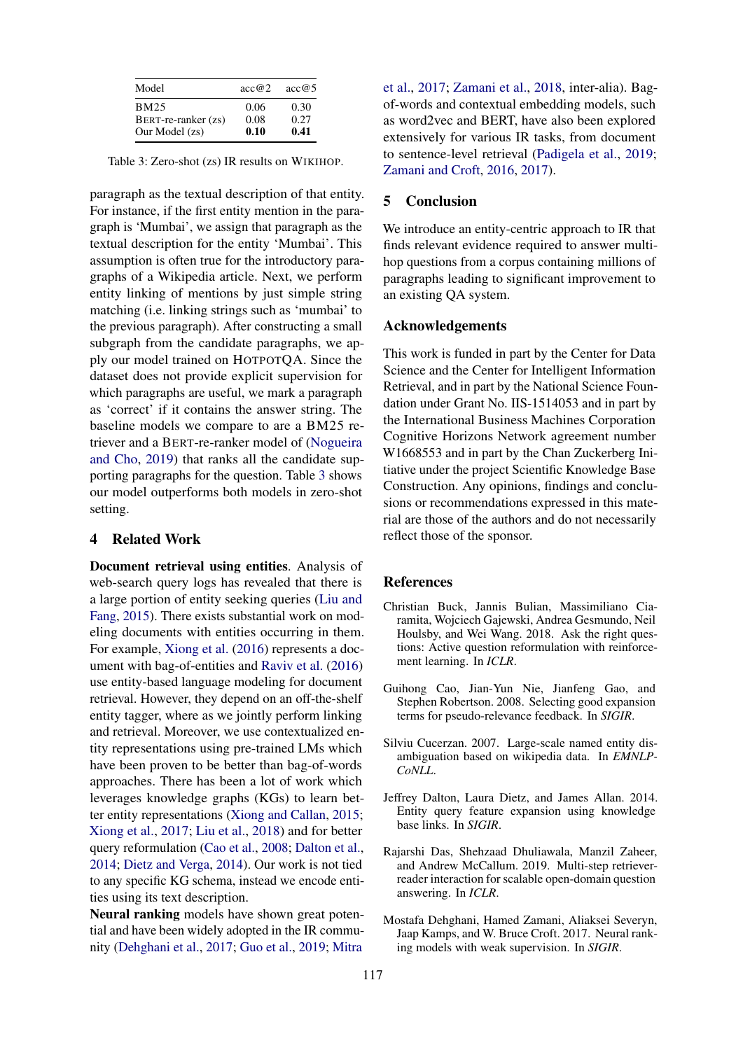| Model | acc@2 | acc@5 |
|---|---|---|
| BM25 | 0.06 | 0.30 |
| BERT-re-ranker (zs) | 0.08 | 0.27 |
| Our Model (zs) | **0.10** | **0.41** |

Table 3: Zero-shot (zs) IR results on WIKIHOP.

paragraph as the textual description of that entity. For instance, if the first entity mention in the paragraph is 'Mumbai', we assign that paragraph as the textual description for the entity 'Mumbai'. This assumption is often true for the introductory paragraphs of a Wikipedia article. Next, we perform entity linking of mentions by just simple string matching (i.e. linking strings such as 'mumbai' to the previous paragraph). After constructing a small subgraph from the candidate paragraphs, we apply our model trained on HOTPOTQA. Since the dataset does not provide explicit supervision for which paragraphs are useful, we mark a paragraph as 'correct' if it contains the answer string. The baseline models we compare to are a BM25 retriever and a BERT-re-ranker model of (Nogueira and Cho, 2019) that ranks all the candidate supporting paragraphs for the question. Table 3 shows our model outperforms both models in zero-shot setting.

## 4 Related Work

**Document retrieval using entities**. Analysis of web-search query logs has revealed that there is a large portion of entity seeking queries (Liu and Fang, 2015). There exists substantial work on modeling documents with entities occurring in them. For example, Xiong et al. (2016) represents a document with bag-of-entities and Raviv et al. (2016) use entity-based language modeling for document retrieval. However, they depend on an off-the-shelf entity tagger, where as we jointly perform linking and retrieval. Moreover, we use contextualized entity representations using pre-trained LMs which have been proven to be better than bag-of-words approaches. There has been a lot of work which leverages knowledge graphs (KGs) to learn better entity representations (Xiong and Callan, 2015; Xiong et al., 2017; Liu et al., 2018) and for better query reformulation (Cao et al., 2008; Dalton et al., 2014; Dietz and Verga, 2014). Our work is not tied to any specific KG schema, instead we encode entities using its text description.

**Neural ranking** models have shown great potential and have been widely adopted in the IR community (Dehghani et al., 2017; Guo et al., 2019; Mitra et al., 2017; Zamani et al., 2018, inter-alia). Bag-of-words and contextual embedding models, such as word2vec and BERT, have also been explored extensively for various IR tasks, from document to sentence-level retrieval (Padigela et al., 2019; Zamani and Croft, 2016, 2017).

## 5 Conclusion

We introduce an entity-centric approach to IR that finds relevant evidence required to answer multi-hop questions from a corpus containing millions of paragraphs leading to significant improvement to an existing QA system.

## Acknowledgements

This work is funded in part by the Center for Data Science and the Center for Intelligent Information Retrieval, and in part by the National Science Foundation under Grant No. IIS-1514053 and in part by the International Business Machines Corporation Cognitive Horizons Network agreement number W1668553 and in part by the Chan Zuckerberg Initiative under the project Scientific Knowledge Base Construction. Any opinions, findings and conclusions or recommendations expressed in this material are those of the authors and do not necessarily reflect those of the sponsor.

## References

Christian Buck, Jannis Bulian, Massimiliano Ciaramita, Wojciech Gajewski, Andrea Gesmundo, Neil Houlsby, and Wei Wang. 2018. Ask the right questions: Active question reformulation with reinforcement learning. In *ICLR*.

Guihong Cao, Jian-Yun Nie, Jianfeng Gao, and Stephen Robertson. 2008. Selecting good expansion terms for pseudo-relevance feedback. In *SIGIR*.

Silviu Cucerzan. 2007. Large-scale named entity disambiguation based on wikipedia data. In *EMNLP-CoNLL*.

Jeffrey Dalton, Laura Dietz, and James Allan. 2014. Entity query feature expansion using knowledge base links. In *SIGIR*.

Rajarshi Das, Shehzaad Dhuliawala, Manzil Zaheer, and Andrew McCallum. 2019. Multi-step retriever-reader interaction for scalable open-domain question answering. In *ICLR*.

Mostafa Dehghani, Hamed Zamani, Aliaksei Severyn, Jaap Kamps, and W. Bruce Croft. 2017. Neural ranking models with weak supervision. In *SIGIR*.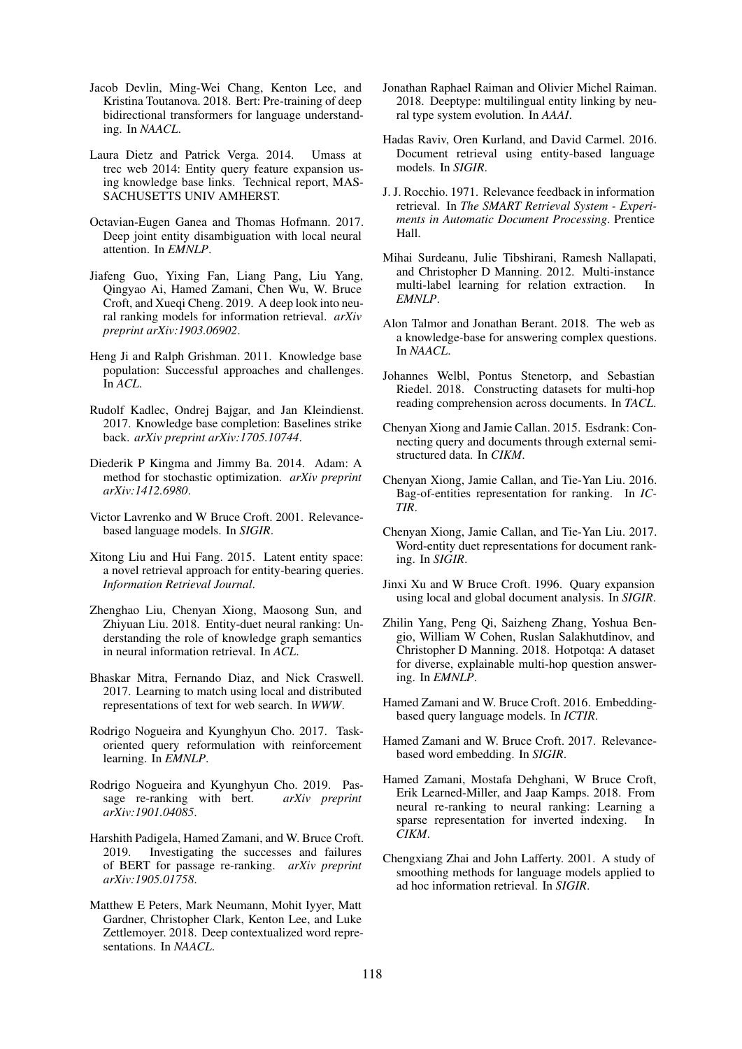Jacob Devlin, Ming-Wei Chang, Kenton Lee, and Kristina Toutanova. 2018. Bert: Pre-training of deep bidirectional transformers for language understanding. In *NAACL*.

Laura Dietz and Patrick Verga. 2014. Umass at trec web 2014: Entity query feature expansion using knowledge base links. Technical report, MASSACHUSETTS UNIV AMHERST.

Octavian-Eugen Ganea and Thomas Hofmann. 2017. Deep joint entity disambiguation with local neural attention. In *EMNLP*.

Jiafeng Guo, Yixing Fan, Liang Pang, Liu Yang, Qingyao Ai, Hamed Zamani, Chen Wu, W. Bruce Croft, and Xueqi Cheng. 2019. A deep look into neural ranking models for information retrieval. *arXiv preprint arXiv:1903.06902*.

Heng Ji and Ralph Grishman. 2011. Knowledge base population: Successful approaches and challenges. In *ACL*.

Rudolf Kadlec, Ondrej Bajgar, and Jan Kleindienst. 2017. Knowledge base completion: Baselines strike back. *arXiv preprint arXiv:1705.10744*.

Diederik P Kingma and Jimmy Ba. 2014. Adam: A method for stochastic optimization. *arXiv preprint arXiv:1412.6980*.

Victor Lavrenko and W Bruce Croft. 2001. Relevance-based language models. In *SIGIR*.

Xitong Liu and Hui Fang. 2015. Latent entity space: a novel retrieval approach for entity-bearing queries. *Information Retrieval Journal*.

Zhenghao Liu, Chenyan Xiong, Maosong Sun, and Zhiyuan Liu. 2018. Entity-duet neural ranking: Understanding the role of knowledge graph semantics in neural information retrieval. In *ACL*.

Bhaskar Mitra, Fernando Diaz, and Nick Craswell. 2017. Learning to match using local and distributed representations of text for web search. In *WWW*.

Rodrigo Nogueira and Kyunghyun Cho. 2017. Task-oriented query reformulation with reinforcement learning. In *EMNLP*.

Rodrigo Nogueira and Kyunghyun Cho. 2019. Passage re-ranking with bert. *arXiv preprint arXiv:1901.04085*.

Harshith Padigela, Hamed Zamani, and W. Bruce Croft. 2019. Investigating the successes and failures of BERT for passage re-ranking. *arXiv preprint arXiv:1905.01758*.

Matthew E Peters, Mark Neumann, Mohit Iyyer, Matt Gardner, Christopher Clark, Kenton Lee, and Luke Zettlemoyer. 2018. Deep contextualized word representations. In *NAACL*.

Jonathan Raphael Raiman and Olivier Michel Raiman. 2018. Deeptype: multilingual entity linking by neural type system evolution. In *AAAI*.

Hadas Raviv, Oren Kurland, and David Carmel. 2016. Document retrieval using entity-based language models. In *SIGIR*.

J. J. Rocchio. 1971. Relevance feedback in information retrieval. In *The SMART Retrieval System - Experiments in Automatic Document Processing*. Prentice Hall.

Mihai Surdeanu, Julie Tibshirani, Ramesh Nallapati, and Christopher D Manning. 2012. Multi-instance multi-label learning for relation extraction. In *EMNLP*.

Alon Talmor and Jonathan Berant. 2018. The web as a knowledge-base for answering complex questions. In *NAACL*.

Johannes Welbl, Pontus Stenetorp, and Sebastian Riedel. 2018. Constructing datasets for multi-hop reading comprehension across documents. In *TACL*.

Chenyan Xiong and Jamie Callan. 2015. Esdrank: Connecting query and documents through external semi-structured data. In *CIKM*.

Chenyan Xiong, Jamie Callan, and Tie-Yan Liu. 2016. Bag-of-entities representation for ranking. In *ICTIR*.

Chenyan Xiong, Jamie Callan, and Tie-Yan Liu. 2017. Word-entity duet representations for document ranking. In *SIGIR*.

Jinxi Xu and W Bruce Croft. 1996. Quary expansion using local and global document analysis. In *SIGIR*.

Zhilin Yang, Peng Qi, Saizheng Zhang, Yoshua Bengio, William W Cohen, Ruslan Salakhutdinov, and Christopher D Manning. 2018. Hotpotqa: A dataset for diverse, explainable multi-hop question answering. In *EMNLP*.

Hamed Zamani and W. Bruce Croft. 2016. Embedding-based query language models. In *ICTIR*.

Hamed Zamani and W. Bruce Croft. 2017. Relevance-based word embedding. In *SIGIR*.

Hamed Zamani, Mostafa Dehghani, W Bruce Croft, Erik Learned-Miller, and Jaap Kamps. 2018. From neural re-ranking to neural ranking: Learning a sparse representation for inverted indexing. In *CIKM*.

Chengxiang Zhai and John Lafferty. 2001. A study of smoothing methods for language models applied to ad hoc information retrieval. In *SIGIR*.